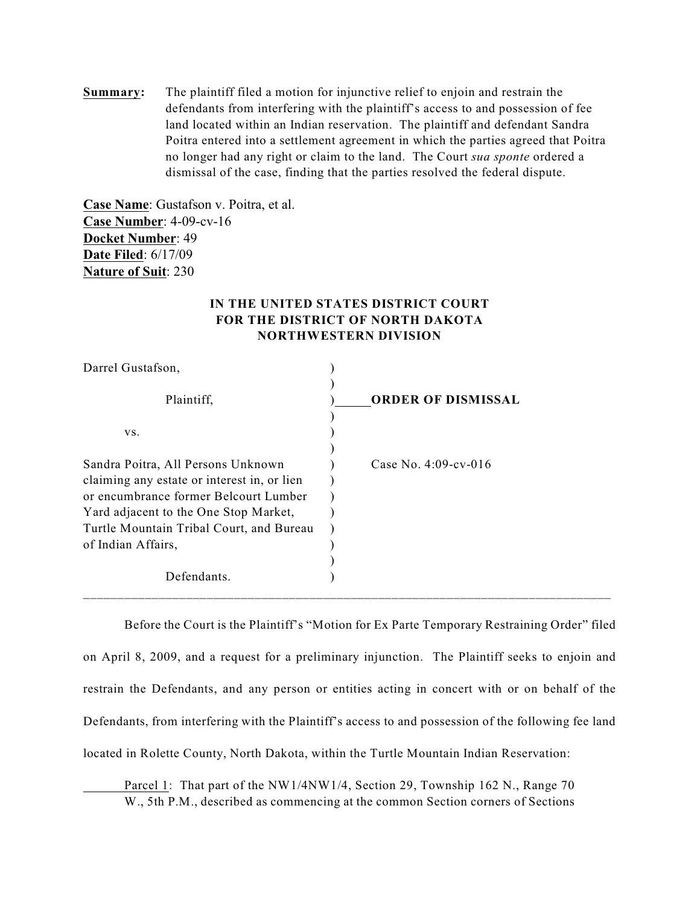**Summary**: The plaintiff filed a motion for injunctive relief to enjoin and restrain the defendants from interfering with the plaintiff's access to and possession of fee land located within an Indian reservation. The plaintiff and defendant Sandra Poitra entered into a settlement agreement in which the parties agreed that Poitra no longer had any right or claim to the land. The Court *sua sponte* ordered a dismissal of the case, finding that the parties resolved the federal dispute.

**Case Name**: Gustafson v. Poitra, et al.
**Case Number**: 4-09-cv-16
**Docket Number**: 49
**Date Filed**: 6/17/09
**Nature of Suit**: 230

**IN THE UNITED STATES DISTRICT COURT**
**FOR THE DISTRICT OF NORTH DAKOTA**
**NORTHWESTERN DIVISION**

Darrel Gustafson,

Plaintiff,

vs.

Sandra Poitra, All Persons Unknown claiming any estate or interest in, or lien or encumbrance former Belcourt Lumber Yard adjacent to the One Stop Market, Turtle Mountain Tribal Court, and Bureau of Indian Affairs,

Defendants.

**ORDER OF DISMISSAL**

Case No. 4:09-cv-016

---

Before the Court is the Plaintiff's "Motion for Ex Parte Temporary Restraining Order" filed on April 8, 2009, and a request for a preliminary injunction. The Plaintiff seeks to enjoin and restrain the Defendants, and any person or entities acting in concert with or on behalf of the Defendants, from interfering with the Plaintiff's access to and possession of the following fee land located in Rolette County, North Dakota, within the Turtle Mountain Indian Reservation:

Parcel 1: That part of the NW1/4NW1/4, Section 29, Township 162 N., Range 70 W., 5th P.M., described as commencing at the common Section corners of Sections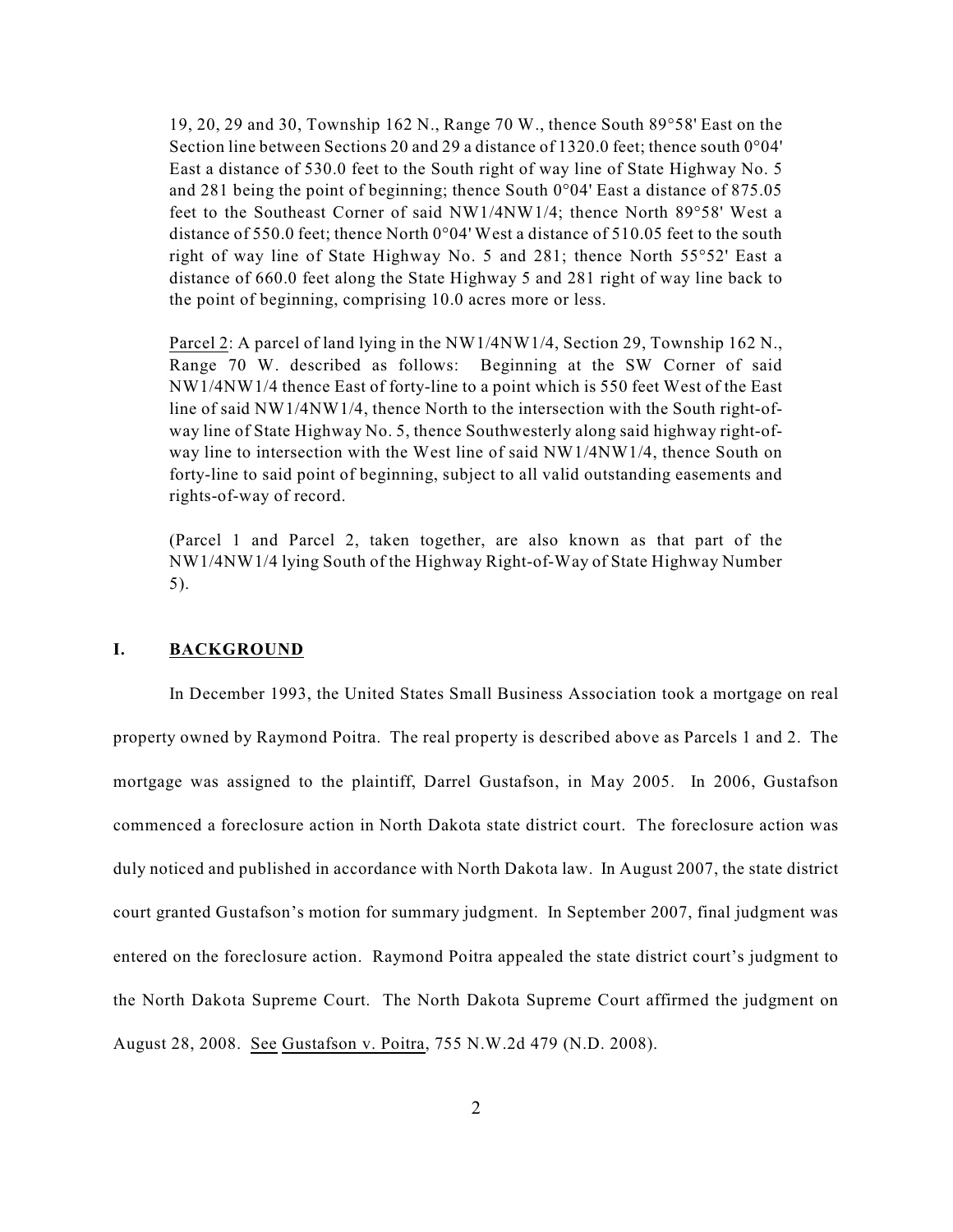19, 20, 29 and 30, Township 162 N., Range 70 W., thence South 89°58' East on the Section line between Sections 20 and 29 a distance of 1320.0 feet; thence south 0°04' East a distance of 530.0 feet to the South right of way line of State Highway No. 5 and 281 being the point of beginning; thence South 0°04' East a distance of 875.05 feet to the Southeast Corner of said NW1/4NW1/4; thence North 89°58' West a distance of 550.0 feet; thence North 0°04' West a distance of 510.05 feet to the south right of way line of State Highway No. 5 and 281; thence North 55°52' East a distance of 660.0 feet along the State Highway 5 and 281 right of way line back to the point of beginning, comprising 10.0 acres more or less.

Parcel 2: A parcel of land lying in the NW1/4NW1/4, Section 29, Township 162 N., Range 70 W. described as follows: Beginning at the SW Corner of said NW1/4NW1/4 thence East of forty-line to a point which is 550 feet West of the East line of said NW1/4NW1/4, thence North to the intersection with the South right-of-way line of State Highway No. 5, thence Southwesterly along said highway right-of-way line to intersection with the West line of said NW1/4NW1/4, thence South on forty-line to said point of beginning, subject to all valid outstanding easements and rights-of-way of record.

(Parcel 1 and Parcel 2, taken together, are also known as that part of the NW1/4NW1/4 lying South of the Highway Right-of-Way of State Highway Number 5).

## I. BACKGROUND

In December 1993, the United States Small Business Association took a mortgage on real property owned by Raymond Poitra. The real property is described above as Parcels 1 and 2. The mortgage was assigned to the plaintiff, Darrel Gustafson, in May 2005. In 2006, Gustafson commenced a foreclosure action in North Dakota state district court. The foreclosure action was duly noticed and published in accordance with North Dakota law. In August 2007, the state district court granted Gustafson's motion for summary judgment. In September 2007, final judgment was entered on the foreclosure action. Raymond Poitra appealed the state district court's judgment to the North Dakota Supreme Court. The North Dakota Supreme Court affirmed the judgment on August 28, 2008. See Gustafson v. Poitra, 755 N.W.2d 479 (N.D. 2008).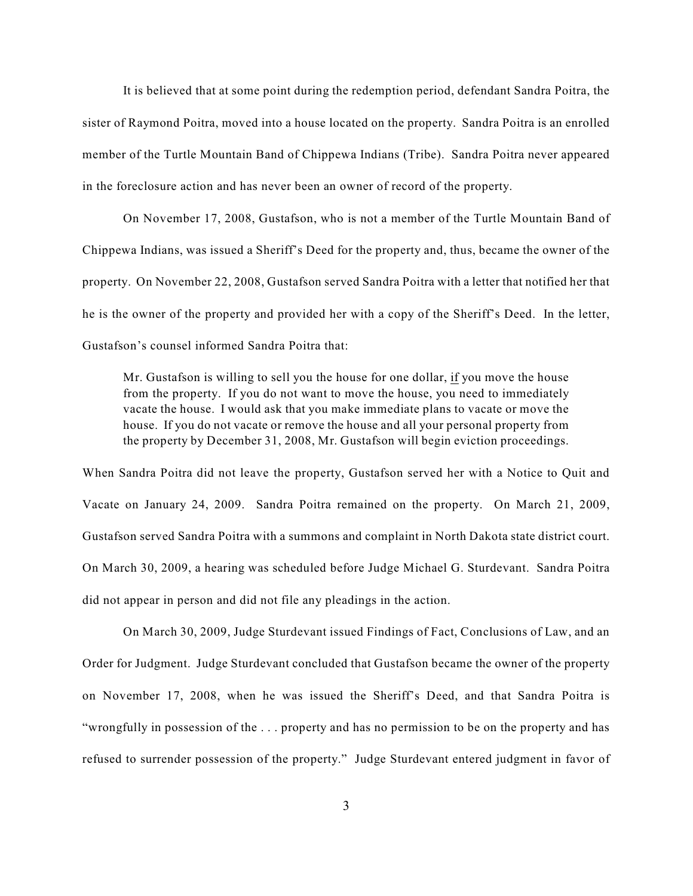It is believed that at some point during the redemption period, defendant Sandra Poitra, the sister of Raymond Poitra, moved into a house located on the property. Sandra Poitra is an enrolled member of the Turtle Mountain Band of Chippewa Indians (Tribe). Sandra Poitra never appeared in the foreclosure action and has never been an owner of record of the property.

On November 17, 2008, Gustafson, who is not a member of the Turtle Mountain Band of Chippewa Indians, was issued a Sheriff's Deed for the property and, thus, became the owner of the property. On November 22, 2008, Gustafson served Sandra Poitra with a letter that notified her that he is the owner of the property and provided her with a copy of the Sheriff's Deed. In the letter, Gustafson's counsel informed Sandra Poitra that:

> Mr. Gustafson is willing to sell you the house for one dollar, <u>if</u> you move the house from the property. If you do not want to move the house, you need to immediately vacate the house. I would ask that you make immediate plans to vacate or move the house. If you do not vacate or remove the house and all your personal property from the property by December 31, 2008, Mr. Gustafson will begin eviction proceedings.

When Sandra Poitra did not leave the property, Gustafson served her with a Notice to Quit and Vacate on January 24, 2009. Sandra Poitra remained on the property. On March 21, 2009, Gustafson served Sandra Poitra with a summons and complaint in North Dakota state district court. On March 30, 2009, a hearing was scheduled before Judge Michael G. Sturdevant. Sandra Poitra did not appear in person and did not file any pleadings in the action.

On March 30, 2009, Judge Sturdevant issued Findings of Fact, Conclusions of Law, and an Order for Judgment. Judge Sturdevant concluded that Gustafson became the owner of the property on November 17, 2008, when he was issued the Sheriff's Deed, and that Sandra Poitra is "wrongfully in possession of the . . . property and has no permission to be on the property and has refused to surrender possession of the property." Judge Sturdevant entered judgment in favor of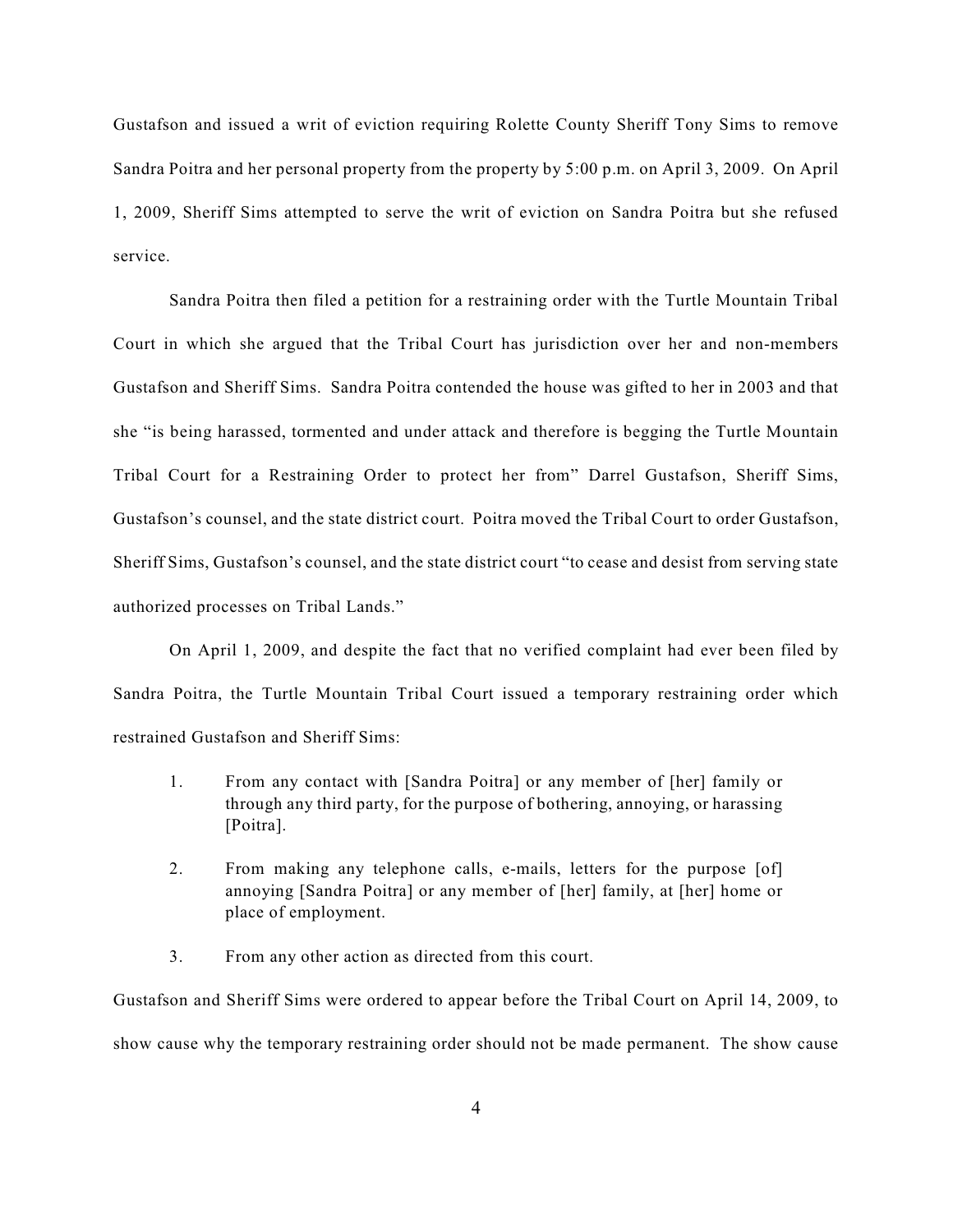Gustafson and issued a writ of eviction requiring Rolette County Sheriff Tony Sims to remove Sandra Poitra and her personal property from the property by 5:00 p.m. on April 3, 2009. On April 1, 2009, Sheriff Sims attempted to serve the writ of eviction on Sandra Poitra but she refused service.

Sandra Poitra then filed a petition for a restraining order with the Turtle Mountain Tribal Court in which she argued that the Tribal Court has jurisdiction over her and non-members Gustafson and Sheriff Sims. Sandra Poitra contended the house was gifted to her in 2003 and that she "is being harassed, tormented and under attack and therefore is begging the Turtle Mountain Tribal Court for a Restraining Order to protect her from" Darrel Gustafson, Sheriff Sims, Gustafson's counsel, and the state district court. Poitra moved the Tribal Court to order Gustafson, Sheriff Sims, Gustafson's counsel, and the state district court "to cease and desist from serving state authorized processes on Tribal Lands."

On April 1, 2009, and despite the fact that no verified complaint had ever been filed by Sandra Poitra, the Turtle Mountain Tribal Court issued a temporary restraining order which restrained Gustafson and Sheriff Sims:

> 1. From any contact with [Sandra Poitra] or any member of [her] family or through any third party, for the purpose of bothering, annoying, or harassing [Poitra].
>
> 2. From making any telephone calls, e-mails, letters for the purpose [of] annoying [Sandra Poitra] or any member of [her] family, at [her] home or place of employment.
>
> 3. From any other action as directed from this court.

Gustafson and Sheriff Sims were ordered to appear before the Tribal Court on April 14, 2009, to show cause why the temporary restraining order should not be made permanent. The show cause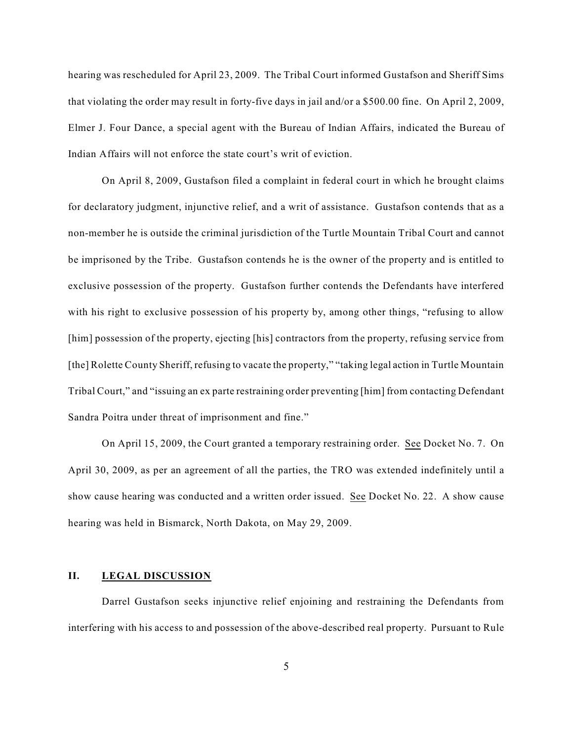hearing was rescheduled for April 23, 2009. The Tribal Court informed Gustafson and Sheriff Sims that violating the order may result in forty-five days in jail and/or a $500.00 fine. On April 2, 2009, Elmer J. Four Dance, a special agent with the Bureau of Indian Affairs, indicated the Bureau of Indian Affairs will not enforce the state court's writ of eviction.

On April 8, 2009, Gustafson filed a complaint in federal court in which he brought claims for declaratory judgment, injunctive relief, and a writ of assistance. Gustafson contends that as a non-member he is outside the criminal jurisdiction of the Turtle Mountain Tribal Court and cannot be imprisoned by the Tribe. Gustafson contends he is the owner of the property and is entitled to exclusive possession of the property. Gustafson further contends the Defendants have interfered with his right to exclusive possession of his property by, among other things, "refusing to allow [him] possession of the property, ejecting [his] contractors from the property, refusing service from [the] Rolette County Sheriff, refusing to vacate the property," "taking legal action in Turtle Mountain Tribal Court," and "issuing an ex parte restraining order preventing [him] from contacting Defendant Sandra Poitra under threat of imprisonment and fine."

On April 15, 2009, the Court granted a temporary restraining order. See Docket No. 7. On April 30, 2009, as per an agreement of all the parties, the TRO was extended indefinitely until a show cause hearing was conducted and a written order issued. See Docket No. 22. A show cause hearing was held in Bismarck, North Dakota, on May 29, 2009.

## II. LEGAL DISCUSSION

Darrel Gustafson seeks injunctive relief enjoining and restraining the Defendants from interfering with his access to and possession of the above-described real property. Pursuant to Rule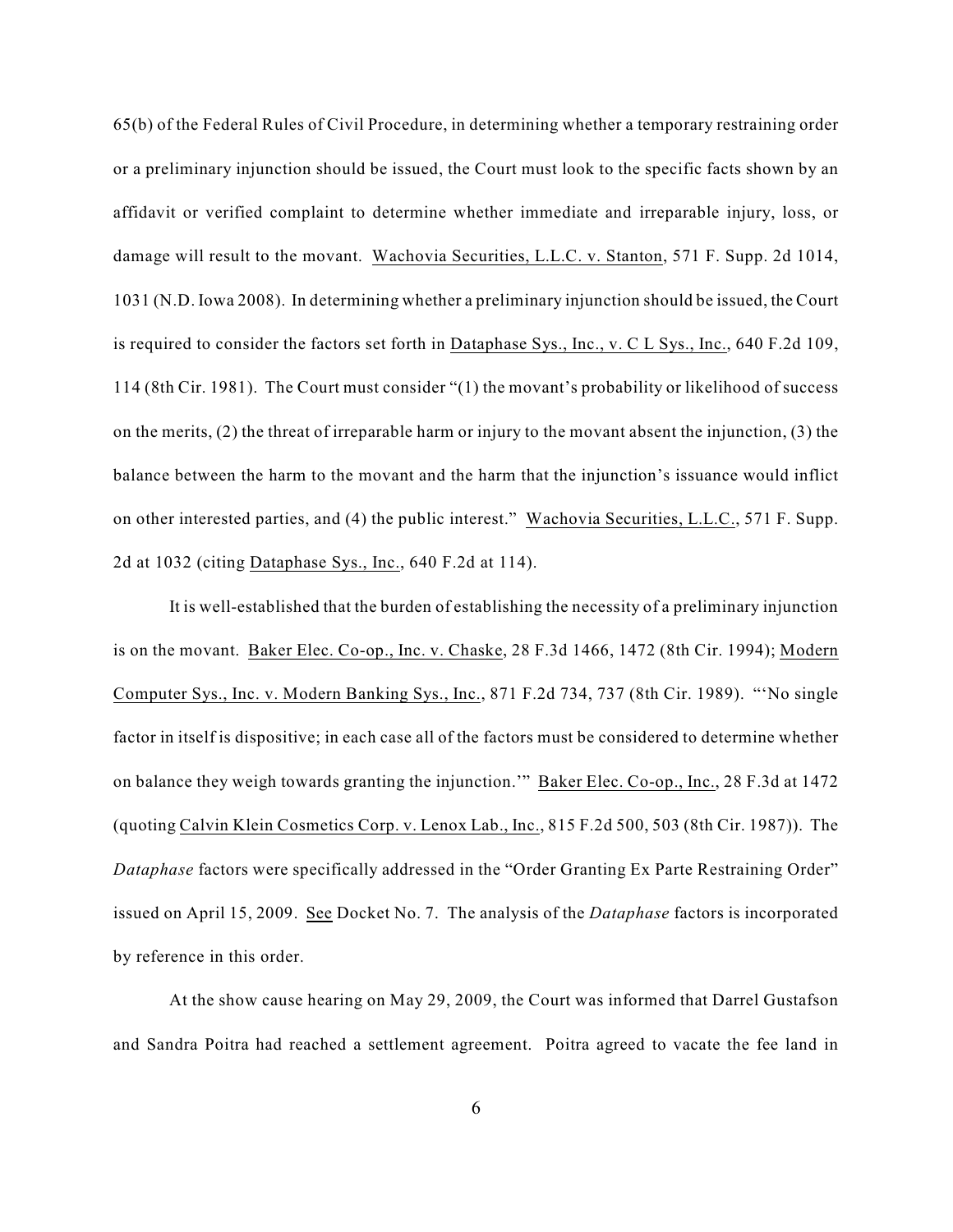65(b) of the Federal Rules of Civil Procedure, in determining whether a temporary restraining order or a preliminary injunction should be issued, the Court must look to the specific facts shown by an affidavit or verified complaint to determine whether immediate and irreparable injury, loss, or damage will result to the movant. Wachovia Securities, L.L.C. v. Stanton, 571 F. Supp. 2d 1014, 1031 (N.D. Iowa 2008). In determining whether a preliminary injunction should be issued, the Court is required to consider the factors set forth in Dataphase Sys., Inc., v. C L Sys., Inc., 640 F.2d 109, 114 (8th Cir. 1981). The Court must consider "(1) the movant's probability or likelihood of success on the merits, (2) the threat of irreparable harm or injury to the movant absent the injunction, (3) the balance between the harm to the movant and the harm that the injunction's issuance would inflict on other interested parties, and (4) the public interest." Wachovia Securities, L.L.C., 571 F. Supp. 2d at 1032 (citing Dataphase Sys., Inc., 640 F.2d at 114).

It is well-established that the burden of establishing the necessity of a preliminary injunction is on the movant. Baker Elec. Co-op., Inc. v. Chaske, 28 F.3d 1466, 1472 (8th Cir. 1994); Modern Computer Sys., Inc. v. Modern Banking Sys., Inc., 871 F.2d 734, 737 (8th Cir. 1989). "'No single factor in itself is dispositive; in each case all of the factors must be considered to determine whether on balance they weigh towards granting the injunction.'" Baker Elec. Co-op., Inc., 28 F.3d at 1472 (quoting Calvin Klein Cosmetics Corp. v. Lenox Lab., Inc., 815 F.2d 500, 503 (8th Cir. 1987)). The *Dataphase* factors were specifically addressed in the "Order Granting Ex Parte Restraining Order" issued on April 15, 2009. See Docket No. 7. The analysis of the *Dataphase* factors is incorporated by reference in this order.

At the show cause hearing on May 29, 2009, the Court was informed that Darrel Gustafson and Sandra Poitra had reached a settlement agreement. Poitra agreed to vacate the fee land in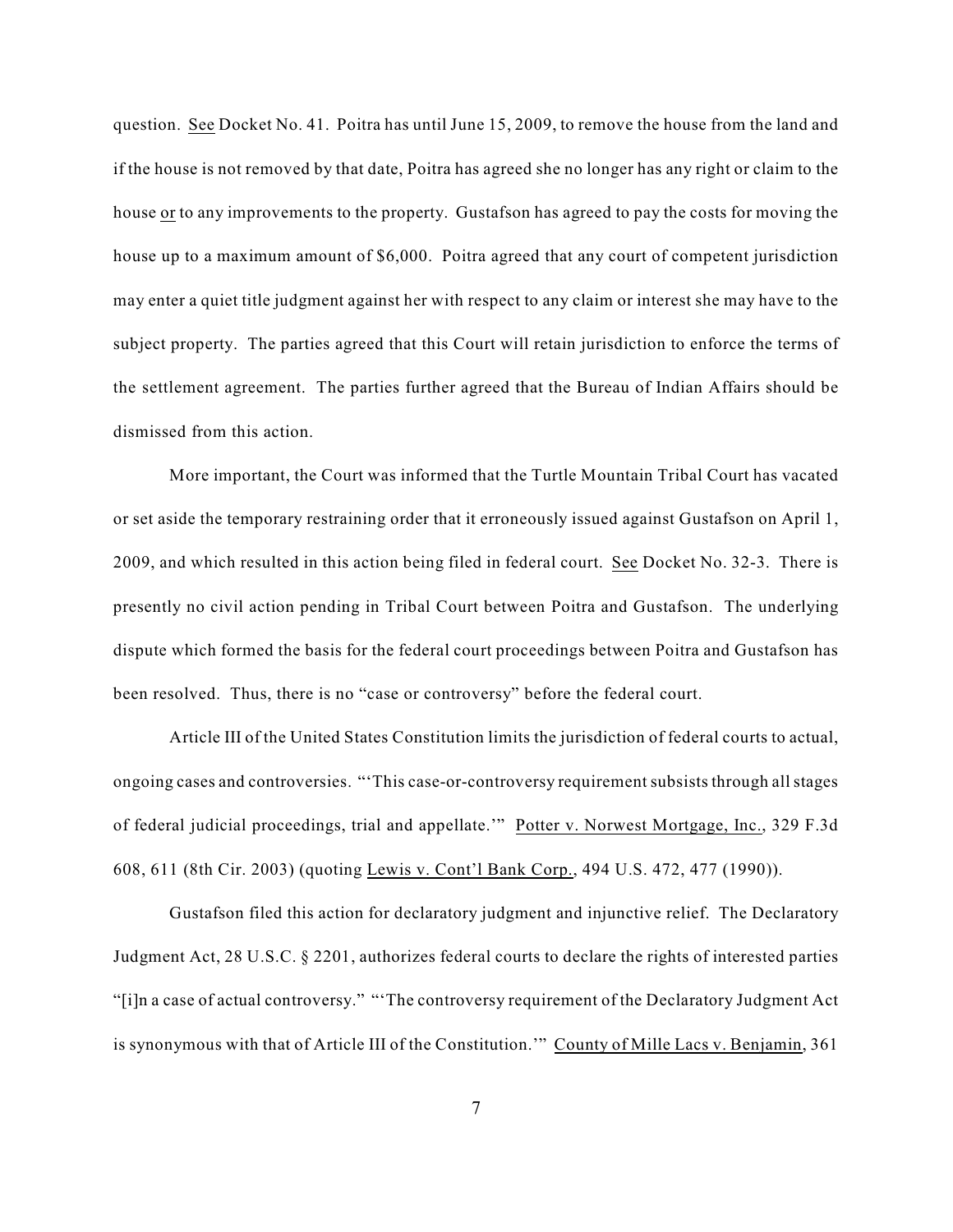question. See Docket No. 41. Poitra has until June 15, 2009, to remove the house from the land and if the house is not removed by that date, Poitra has agreed she no longer has any right or claim to the house or to any improvements to the property. Gustafson has agreed to pay the costs for moving the house up to a maximum amount of $6,000. Poitra agreed that any court of competent jurisdiction may enter a quiet title judgment against her with respect to any claim or interest she may have to the subject property. The parties agreed that this Court will retain jurisdiction to enforce the terms of the settlement agreement. The parties further agreed that the Bureau of Indian Affairs should be dismissed from this action.

More important, the Court was informed that the Turtle Mountain Tribal Court has vacated or set aside the temporary restraining order that it erroneously issued against Gustafson on April 1, 2009, and which resulted in this action being filed in federal court. See Docket No. 32-3. There is presently no civil action pending in Tribal Court between Poitra and Gustafson. The underlying dispute which formed the basis for the federal court proceedings between Poitra and Gustafson has been resolved. Thus, there is no "case or controversy" before the federal court.

Article III of the United States Constitution limits the jurisdiction of federal courts to actual, ongoing cases and controversies. "'This case-or-controversy requirement subsists through all stages of federal judicial proceedings, trial and appellate.'" Potter v. Norwest Mortgage, Inc., 329 F.3d 608, 611 (8th Cir. 2003) (quoting Lewis v. Cont'l Bank Corp., 494 U.S. 472, 477 (1990)).

Gustafson filed this action for declaratory judgment and injunctive relief. The Declaratory Judgment Act, 28 U.S.C. § 2201, authorizes federal courts to declare the rights of interested parties "[i]n a case of actual controversy." "'The controversy requirement of the Declaratory Judgment Act is synonymous with that of Article III of the Constitution.'" County of Mille Lacs v. Benjamin, 361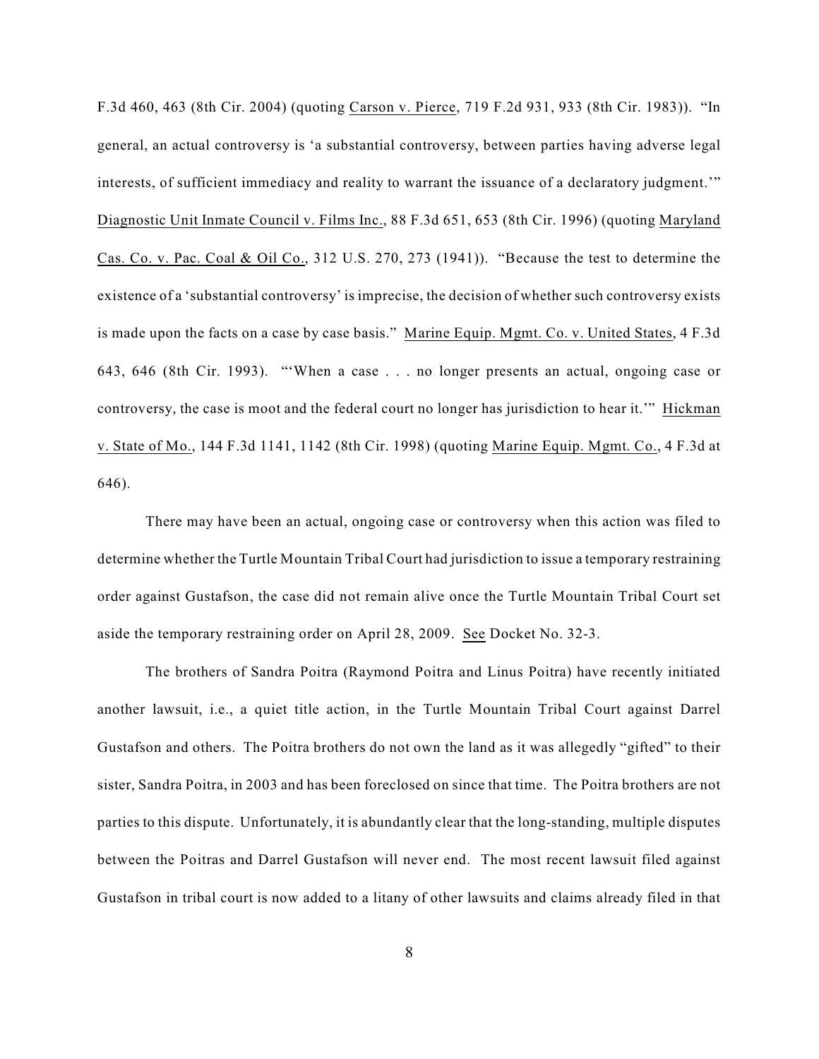F.3d 460, 463 (8th Cir. 2004) (quoting Carson v. Pierce, 719 F.2d 931, 933 (8th Cir. 1983)). "In general, an actual controversy is 'a substantial controversy, between parties having adverse legal interests, of sufficient immediacy and reality to warrant the issuance of a declaratory judgment.'" Diagnostic Unit Inmate Council v. Films Inc., 88 F.3d 651, 653 (8th Cir. 1996) (quoting Maryland Cas. Co. v. Pac. Coal & Oil Co., 312 U.S. 270, 273 (1941)). "Because the test to determine the existence of a 'substantial controversy' is imprecise, the decision of whether such controversy exists is made upon the facts on a case by case basis." Marine Equip. Mgmt. Co. v. United States, 4 F.3d 643, 646 (8th Cir. 1993). "'When a case . . . no longer presents an actual, ongoing case or controversy, the case is moot and the federal court no longer has jurisdiction to hear it.'" Hickman v. State of Mo., 144 F.3d 1141, 1142 (8th Cir. 1998) (quoting Marine Equip. Mgmt. Co., 4 F.3d at 646).

There may have been an actual, ongoing case or controversy when this action was filed to determine whether the Turtle Mountain Tribal Court had jurisdiction to issue a temporary restraining order against Gustafson, the case did not remain alive once the Turtle Mountain Tribal Court set aside the temporary restraining order on April 28, 2009. See Docket No. 32-3.

The brothers of Sandra Poitra (Raymond Poitra and Linus Poitra) have recently initiated another lawsuit, i.e., a quiet title action, in the Turtle Mountain Tribal Court against Darrel Gustafson and others. The Poitra brothers do not own the land as it was allegedly "gifted" to their sister, Sandra Poitra, in 2003 and has been foreclosed on since that time. The Poitra brothers are not parties to this dispute. Unfortunately, it is abundantly clear that the long-standing, multiple disputes between the Poitras and Darrel Gustafson will never end. The most recent lawsuit filed against Gustafson in tribal court is now added to a litany of other lawsuits and claims already filed in that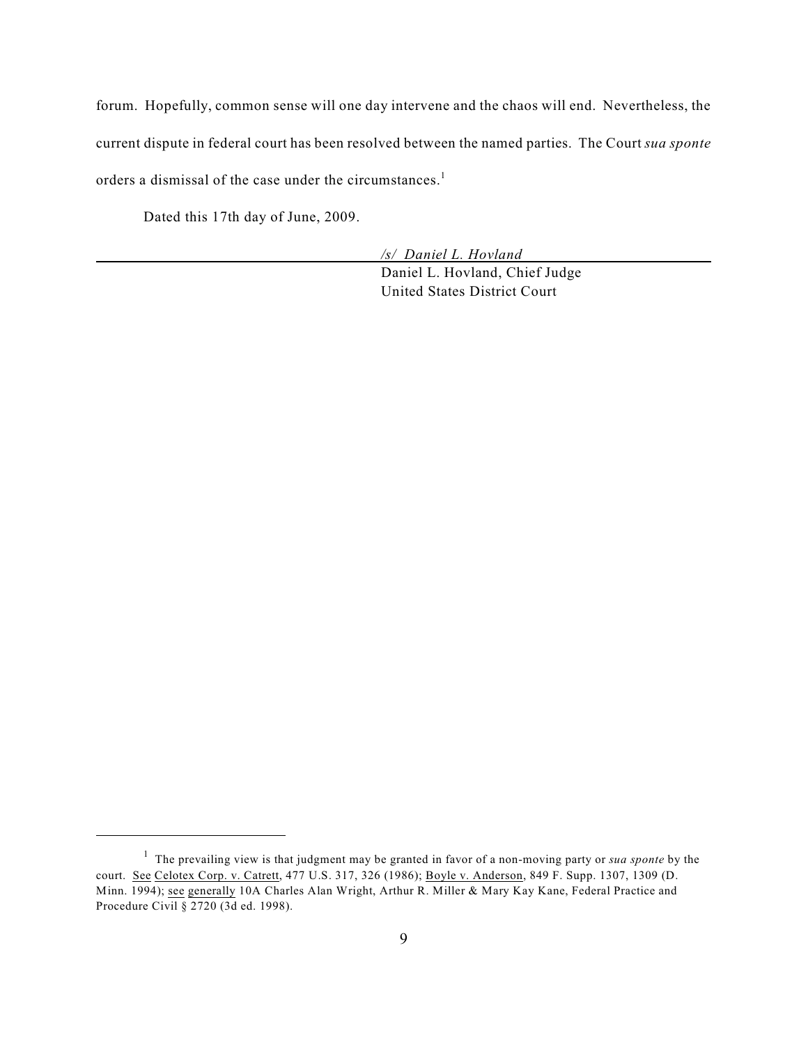forum. Hopefully, common sense will one day intervene and the chaos will end. Nevertheless, the current dispute in federal court has been resolved between the named parties. The Court *sua sponte* orders a dismissal of the case under the circumstances.[1]

Dated this 17th day of June, 2009.

*/s/ Daniel L. Hovland*
Daniel L. Hovland, Chief Judge
United States District Court

---

[1] The prevailing view is that judgment may be granted in favor of a non-moving party or *sua sponte* by the court. See Celotex Corp. v. Catrett, 477 U.S. 317, 326 (1986); Boyle v. Anderson, 849 F. Supp. 1307, 1309 (D. Minn. 1994); see generally 10A Charles Alan Wright, Arthur R. Miller & Mary Kay Kane, Federal Practice and Procedure Civil § 2720 (3d ed. 1998).